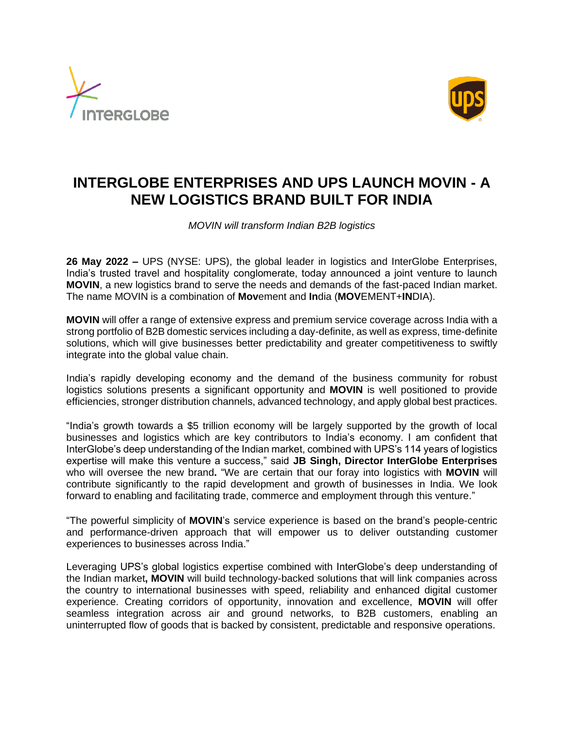# INTERGLOBE ENTERPRISES AND UPS LAUNCH MOVIN - A NEW LOGISTICS BRAND BUILT FOR INDIA

*MOVIN will transform Indian B2B logistics*

**26 May 2022 –** UPS (NYSE: UPS), the global leader in logistics and InterGlobe Enterprises, India's trusted travel and hospitality conglomerate, today announced a joint venture to launch **MOVIN**, a new logistics brand to serve the needs and demands of the fast-paced Indian market. The name MOVIN is a combination of **Mov**ement and **In**dia (**MOV**EMENT+**IN**DIA).

**MOVIN** will offer a range of extensive express and premium service coverage across India with a strong portfolio of B2B domestic services including a day-definite, as well as express, time-definite solutions, which will give businesses better predictability and greater competitiveness to swiftly integrate into the global value chain.

India's rapidly developing economy and the demand of the business community for robust logistics solutions presents a significant opportunity and **MOVIN** is well positioned to provide efficiencies, stronger distribution channels, advanced technology, and apply global best practices.

"India's growth towards a $5 trillion economy will be largely supported by the growth of local businesses and logistics which are key contributors to India's economy. I am confident that InterGlobe's deep understanding of the Indian market, combined with UPS's 114 years of logistics expertise will make this venture a success," said **JB Singh, Director InterGlobe Enterprises** who will oversee the new brand**.** "We are certain that our foray into logistics with **MOVIN** will contribute significantly to the rapid development and growth of businesses in India. We look forward to enabling and facilitating trade, commerce and employment through this venture."

"The powerful simplicity of **MOVIN**'s service experience is based on the brand's people-centric and performance-driven approach that will empower us to deliver outstanding customer experiences to businesses across India."

Leveraging UPS's global logistics expertise combined with InterGlobe's deep understanding of the Indian market**, MOVIN** will build technology-backed solutions that will link companies across the country to international businesses with speed, reliability and enhanced digital customer experience. Creating corridors of opportunity, innovation and excellence, **MOVIN** will offer seamless integration across air and ground networks, to B2B customers, enabling an uninterrupted flow of goods that is backed by consistent, predictable and responsive operations.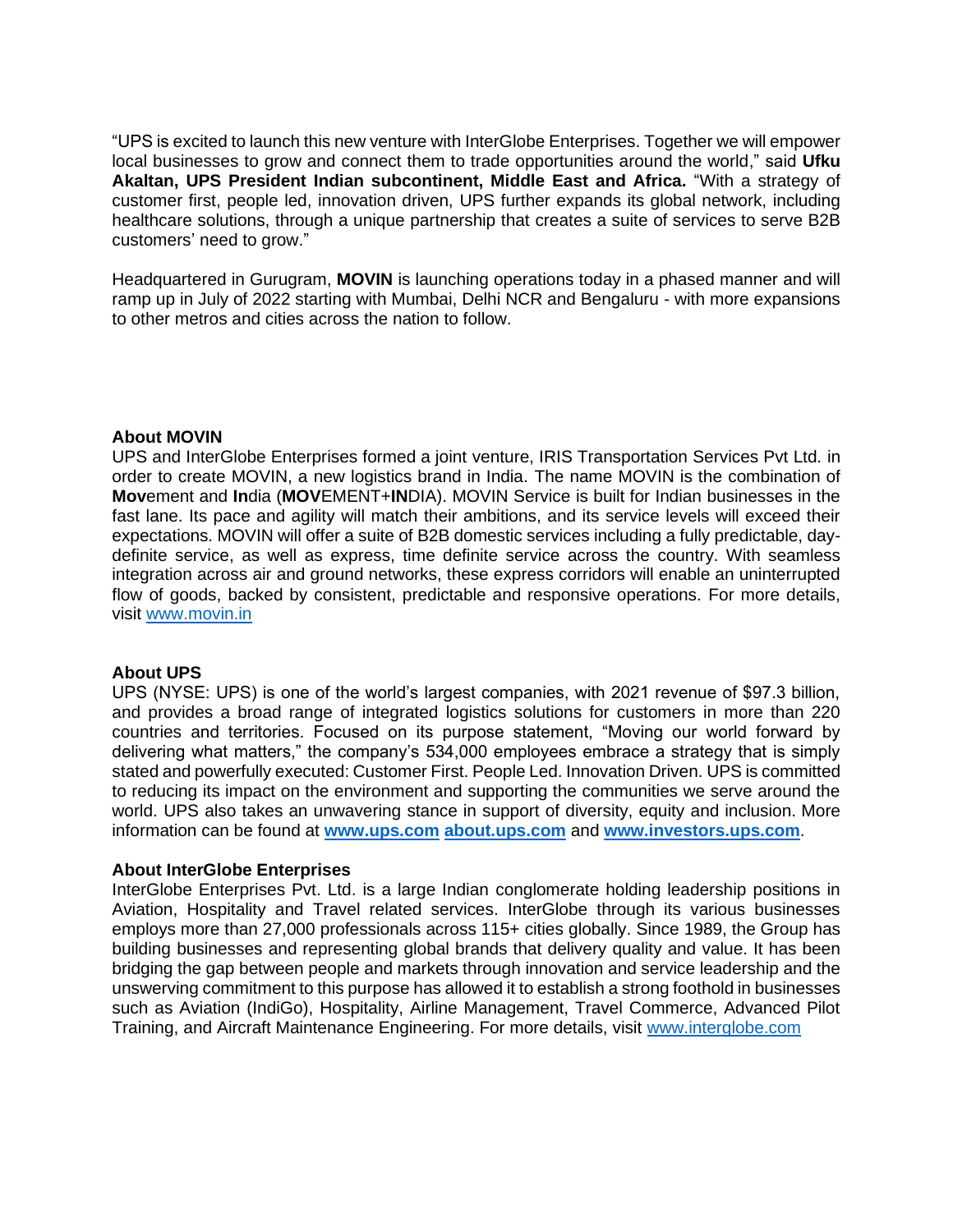"UPS is excited to launch this new venture with InterGlobe Enterprises. Together we will empower local businesses to grow and connect them to trade opportunities around the world," said **Ufku Akaltan, UPS President Indian subcontinent, Middle East and Africa.** "With a strategy of customer first, people led, innovation driven, UPS further expands its global network, including healthcare solutions, through a unique partnership that creates a suite of services to serve B2B customers' need to grow."

Headquartered in Gurugram, **MOVIN** is launching operations today in a phased manner and will ramp up in July of 2022 starting with Mumbai, Delhi NCR and Bengaluru - with more expansions to other metros and cities across the nation to follow.

**About MOVIN**

UPS and InterGlobe Enterprises formed a joint venture, IRIS Transportation Services Pvt Ltd. in order to create MOVIN, a new logistics brand in India. The name MOVIN is the combination of **Mov**ement and **In**dia (**MOV**EMENT+**IN**DIA). MOVIN Service is built for Indian businesses in the fast lane. Its pace and agility will match their ambitions, and its service levels will exceed their expectations. MOVIN will offer a suite of B2B domestic services including a fully predictable, day-definite service, as well as express, time definite service across the country. With seamless integration across air and ground networks, these express corridors will enable an uninterrupted flow of goods, backed by consistent, predictable and responsive operations. For more details, visit [www.movin.in](www.movin.in)

**About UPS**

UPS (NYSE: UPS) is one of the world's largest companies, with 2021 revenue of $97.3 billion, and provides a broad range of integrated logistics solutions for customers in more than 220 countries and territories. Focused on its purpose statement, "Moving our world forward by delivering what matters," the company's 534,000 employees embrace a strategy that is simply stated and powerfully executed: Customer First. People Led. Innovation Driven. UPS is committed to reducing its impact on the environment and supporting the communities we serve around the world. UPS also takes an unwavering stance in support of diversity, equity and inclusion. More information can be found at **[www.ups.com](www.ups.com)** **[about.ups.com](about.ups.com)** and **[www.investors.ups.com](www.investors.ups.com)**.

**About InterGlobe Enterprises**

InterGlobe Enterprises Pvt. Ltd. is a large Indian conglomerate holding leadership positions in Aviation, Hospitality and Travel related services. InterGlobe through its various businesses employs more than 27,000 professionals across 115+ cities globally. Since 1989, the Group has building businesses and representing global brands that delivery quality and value. It has been bridging the gap between people and markets through innovation and service leadership and the unswerving commitment to this purpose has allowed it to establish a strong foothold in businesses such as Aviation (IndiGo), Hospitality, Airline Management, Travel Commerce, Advanced Pilot Training, and Aircraft Maintenance Engineering. For more details, visit [www.interglobe.com](www.interglobe.com)